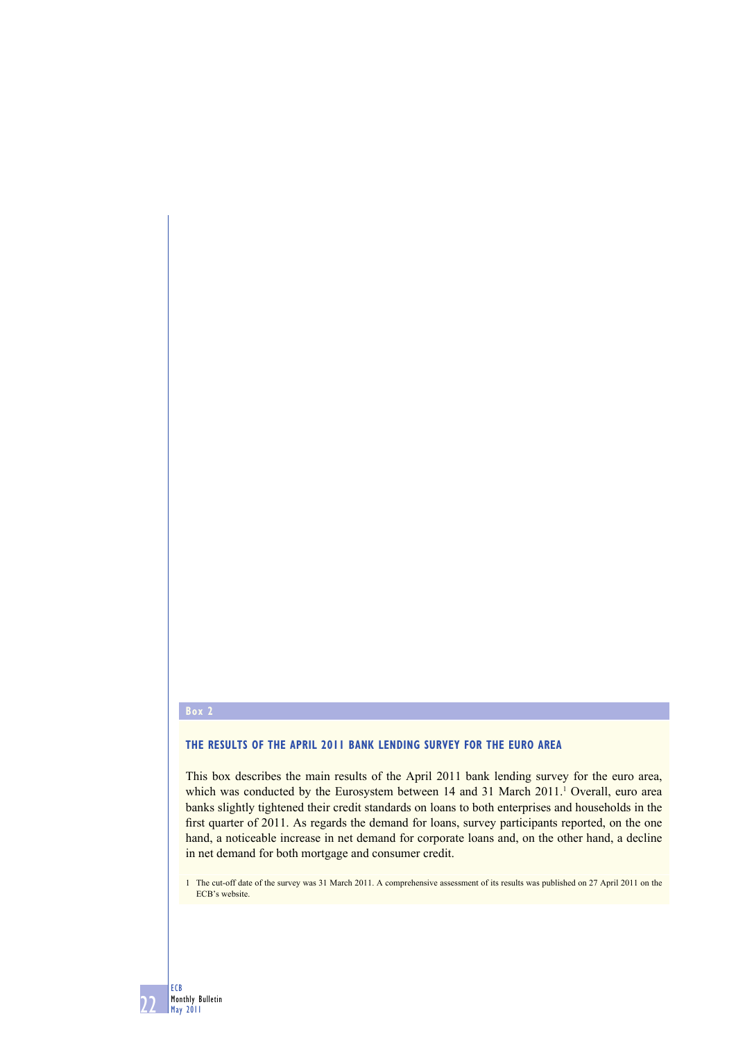Box 2

## THE RESULTS OF THE APRIL 2011 BANK LENDING SURVEY FOR THE EURO AREA

This box describes the main results of the April 2011 bank lending survey for the euro area, which was conducted by the Eurosystem between 14 and 31 March 2011.[1] Overall, euro area banks slightly tightened their credit standards on loans to both enterprises and households in the first quarter of 2011. As regards the demand for loans, survey participants reported, on the one hand, a noticeable increase in net demand for corporate loans and, on the other hand, a decline in net demand for both mortgage and consumer credit.

1 The cut-off date of the survey was 31 March 2011. A comprehensive assessment of its results was published on 27 April 2011 on the ECB's website.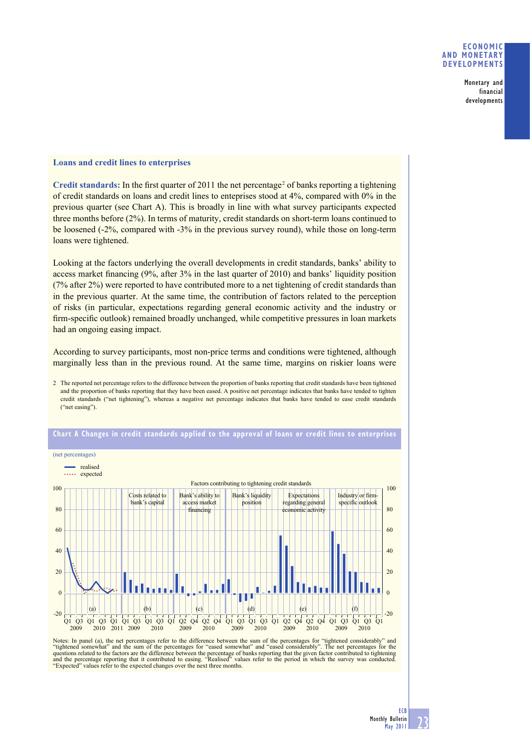### Loans and credit lines to enterprises

**Credit standards:** In the first quarter of 2011 the net percentage[2] of banks reporting a tightening of credit standards on loans and credit lines to enteprises stood at 4%, compared with 0% in the previous quarter (see Chart A). This is broadly in line with what survey participants expected three months before (2%). In terms of maturity, credit standards on short-term loans continued to be loosened (-2%, compared with -3% in the previous survey round), while those on long-term loans were tightened.

Looking at the factors underlying the overall developments in credit standards, banks' ability to access market financing (9%, after 3% in the last quarter of 2010) and banks' liquidity position (7% after 2%) were reported to have contributed more to a net tightening of credit standards than in the previous quarter. At the same time, the contribution of factors related to the perception of risks (in particular, expectations regarding general economic activity and the industry or firm-specific outlook) remained broadly unchanged, while competitive pressures in loan markets had an ongoing easing impact.

According to survey participants, most non-price terms and conditions were tightened, although marginally less than in the previous round. At the same time, margins on riskier loans were

2 The reported net percentage refers to the difference between the proportion of banks reporting that credit standards have been tightened and the proportion of banks reporting that they have been eased. A positive net percentage indicates that banks have tended to tighten credit standards ("net tightening"), whereas a negative net percentage indicates that banks have tended to ease credit standards ("net easing").

**Chart A Changes in credit standards applied to the approval of loans or credit lines to enterprises**

(net percentages)

Notes: In panel (a), the net percentages refer to the difference between the sum of the percentages for "tightened considerably" and "tightened somewhat" and the sum of the percentages for "eased somewhat" and "eased considerably". The net percentages for the questions related to the factors are the difference between the percentage of banks reporting that the given factor contributed to tightening and the percentage reporting that it contributed to easing. "Realised" values refer to the period in which the survey was conducted. "Expected" values refer to the expected changes over the next three months.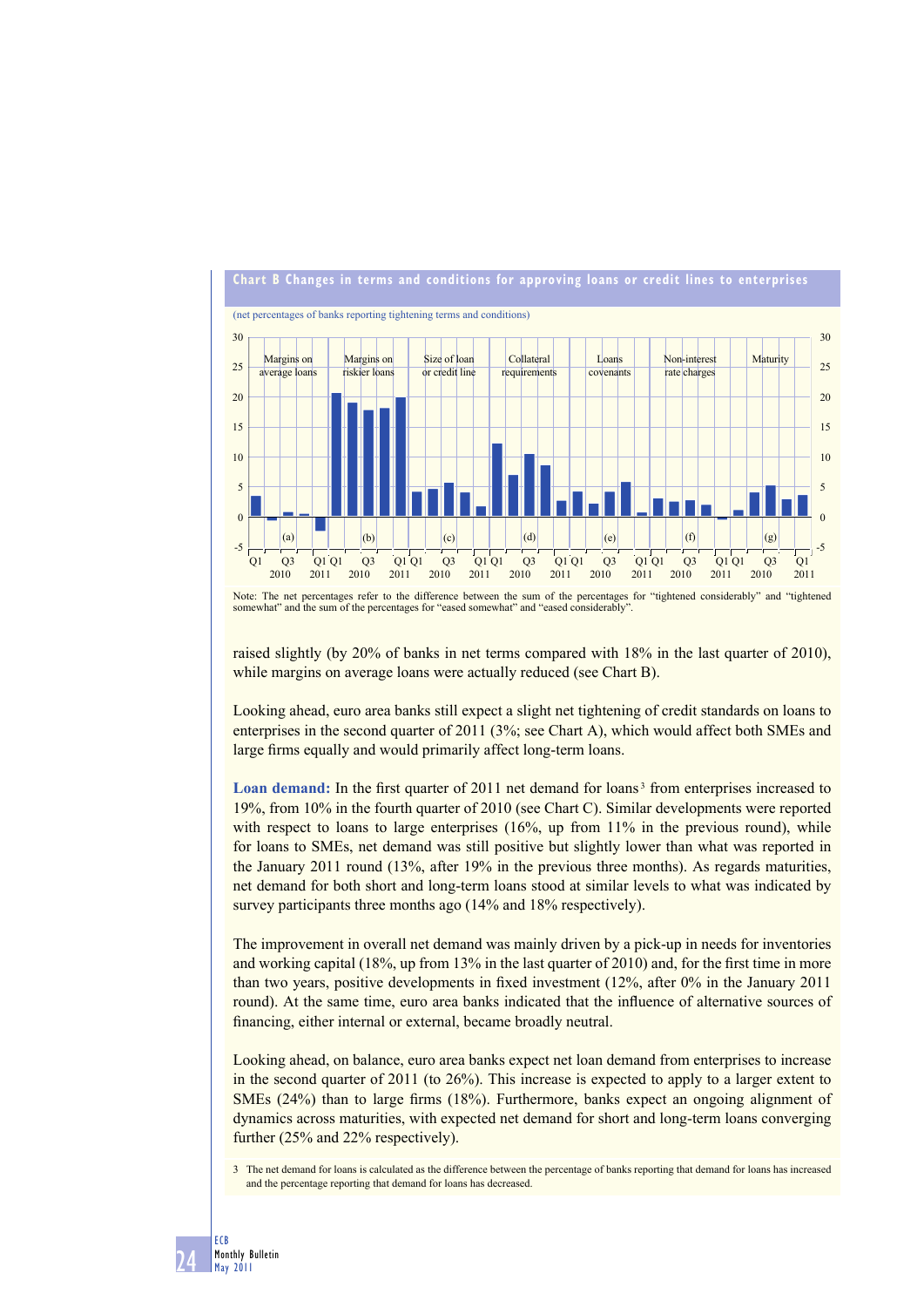**Chart B Changes in terms and conditions for approving loans or credit lines to enterprises**

(net percentages of banks reporting tightening terms and conditions)

Note: The net percentages refer to the difference between the sum of the percentages for "tightened considerably" and "tightened somewhat" and the sum of the percentages for "eased somewhat" and "eased considerably".

raised slightly (by 20% of banks in net terms compared with 18% in the last quarter of 2010), while margins on average loans were actually reduced (see Chart B).

Looking ahead, euro area banks still expect a slight net tightening of credit standards on loans to enterprises in the second quarter of 2011 (3%; see Chart A), which would affect both SMEs and large firms equally and would primarily affect long-term loans.

**Loan demand:** In the first quarter of 2011 net demand for loans[3] from enterprises increased to 19%, from 10% in the fourth quarter of 2010 (see Chart C). Similar developments were reported with respect to loans to large enterprises (16%, up from 11% in the previous round), while for loans to SMEs, net demand was still positive but slightly lower than what was reported in the January 2011 round (13%, after 19% in the previous three months). As regards maturities, net demand for both short and long-term loans stood at similar levels to what was indicated by survey participants three months ago (14% and 18% respectively).

The improvement in overall net demand was mainly driven by a pick-up in needs for inventories and working capital (18%, up from 13% in the last quarter of 2010) and, for the first time in more than two years, positive developments in fixed investment (12%, after 0% in the January 2011 round). At the same time, euro area banks indicated that the influence of alternative sources of financing, either internal or external, became broadly neutral.

Looking ahead, on balance, euro area banks expect net loan demand from enterprises to increase in the second quarter of 2011 (to 26%). This increase is expected to apply to a larger extent to SMEs (24%) than to large firms (18%). Furthermore, banks expect an ongoing alignment of dynamics across maturities, with expected net demand for short and long-term loans converging further (25% and 22% respectively).

3 The net demand for loans is calculated as the difference between the percentage of banks reporting that demand for loans has increased and the percentage reporting that demand for loans has decreased.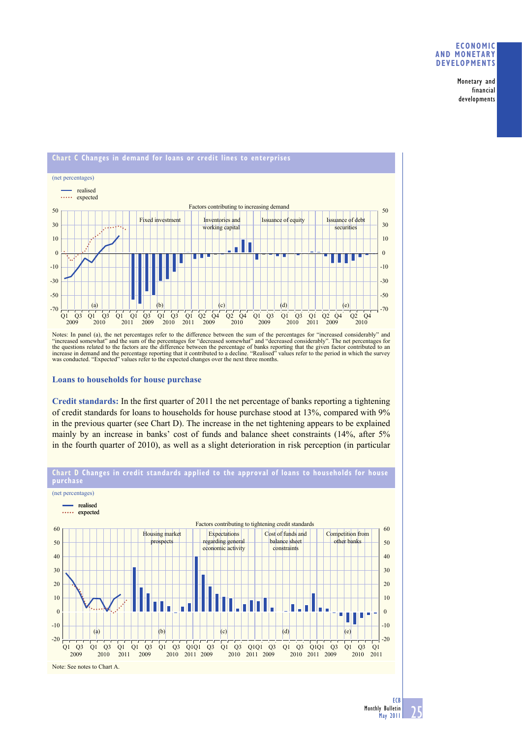### Chart C Changes in demand for loans or credit lines to enterprises

(net percentages)

Notes: In panel (a), the net percentages refer to the difference between the sum of the percentages for "increased considerably" and "increased somewhat" and the sum of the percentages for "decreased somewhat" and "decreased considerably". The net percentages for the questions related to the factors are the difference between the percentage of banks reporting that the given factor contributed to an increase in demand and the percentage reporting that it contributed to a decline. "Realised" values refer to the period in which the survey was conducted. "Expected" values refer to the expected changes over the next three months.

## Loans to households for house purchase

**Credit standards:** In the first quarter of 2011 the net percentage of banks reporting a tightening of credit standards for loans to households for house purchase stood at 13%, compared with 9% in the previous quarter (see Chart D). The increase in the net tightening appears to be explained mainly by an increase in banks' cost of funds and balance sheet constraints (14%, after 5% in the fourth quarter of 2010), as well as a slight deterioration in risk perception (in particular

### Chart D Changes in credit standards applied to the approval of loans to households for house purchase

(net percentages)

Note: See notes to Chart A.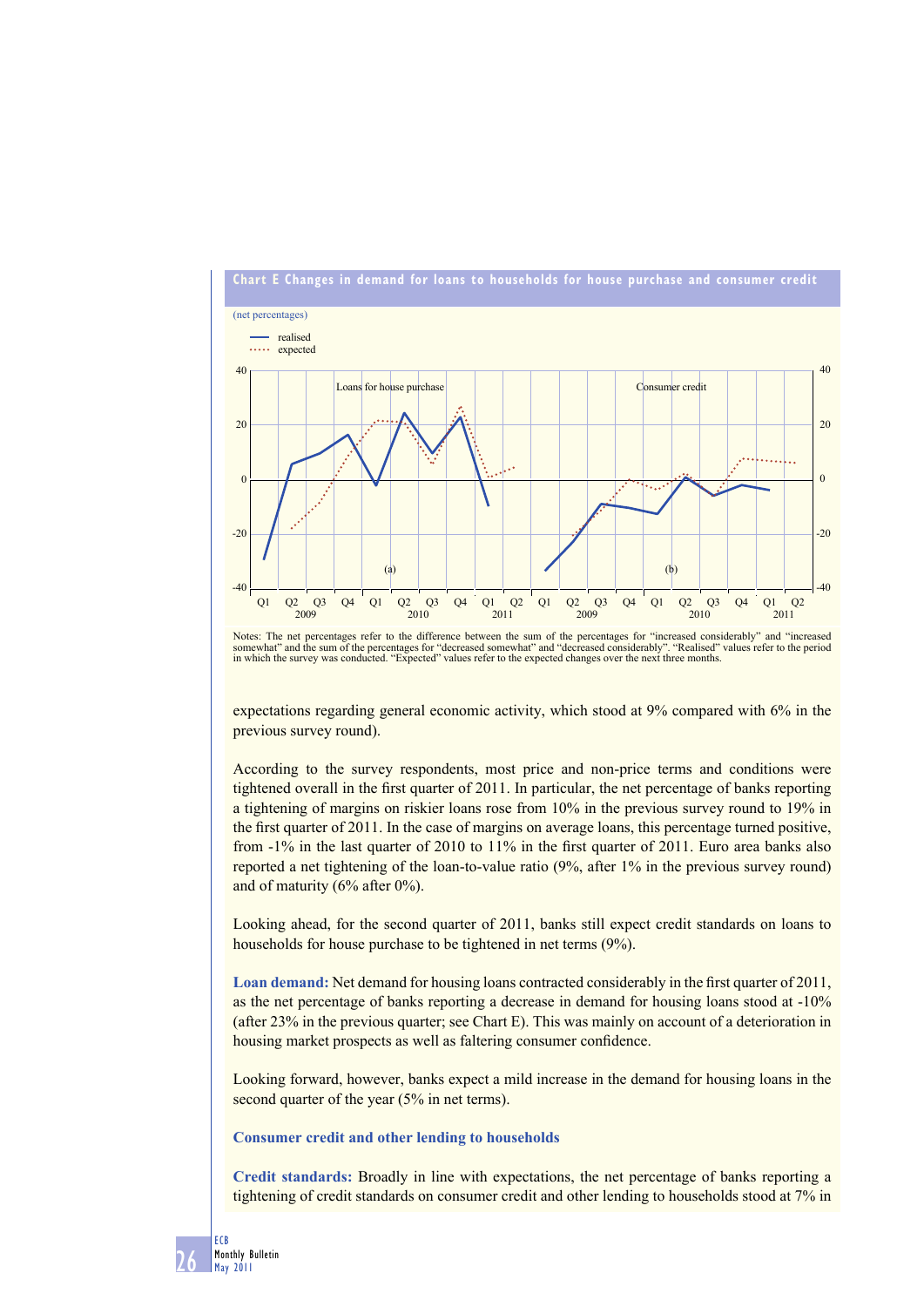**Chart E Changes in demand for loans to households for house purchase and consumer credit**

(net percentages)

Notes: The net percentages refer to the difference between the sum of the percentages for "increased considerably" and "increased somewhat" and the sum of the percentages for "decreased somewhat" and "decreased considerably". "Realised" values refer to the period in which the survey was conducted. "Expected" values refer to the expected changes over the next three months.

expectations regarding general economic activity, which stood at 9% compared with 6% in the previous survey round).

According to the survey respondents, most price and non-price terms and conditions were tightened overall in the first quarter of 2011. In particular, the net percentage of banks reporting a tightening of margins on riskier loans rose from 10% in the previous survey round to 19% in the first quarter of 2011. In the case of margins on average loans, this percentage turned positive, from -1% in the last quarter of 2010 to 11% in the first quarter of 2011. Euro area banks also reported a net tightening of the loan-to-value ratio (9%, after 1% in the previous survey round) and of maturity (6% after 0%).

Looking ahead, for the second quarter of 2011, banks still expect credit standards on loans to households for house purchase to be tightened in net terms (9%).

**Loan demand:** Net demand for housing loans contracted considerably in the first quarter of 2011, as the net percentage of banks reporting a decrease in demand for housing loans stood at -10% (after 23% in the previous quarter; see Chart E). This was mainly on account of a deterioration in housing market prospects as well as faltering consumer confidence.

Looking forward, however, banks expect a mild increase in the demand for housing loans in the second quarter of the year (5% in net terms).

### Consumer credit and other lending to households

**Credit standards:** Broadly in line with expectations, the net percentage of banks reporting a tightening of credit standards on consumer credit and other lending to households stood at 7% in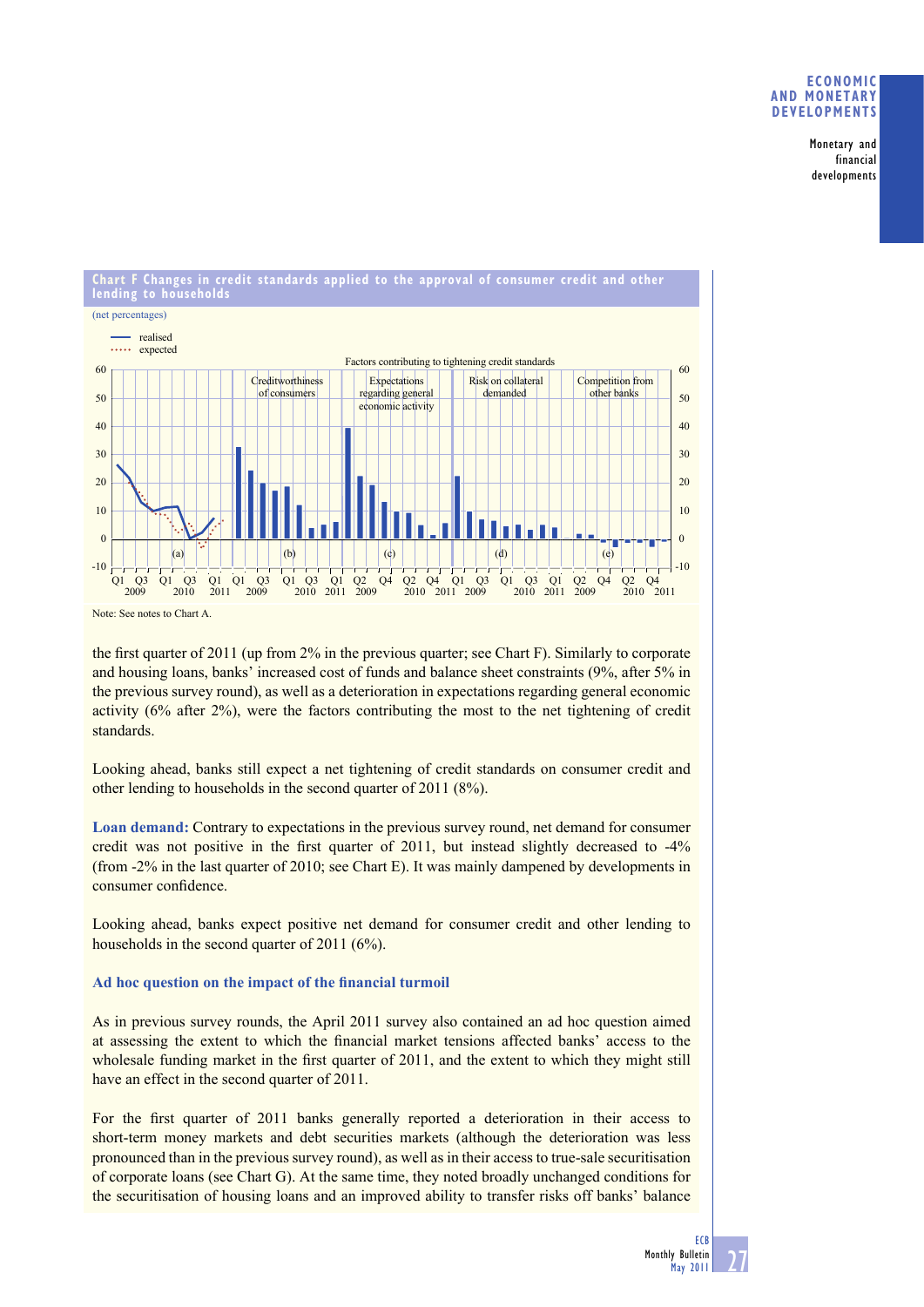**Chart F Changes in credit standards applied to the approval of consumer credit and other lending to households**

(net percentages)

realised
expected

Factors contributing to tightening credit standards

Creditworthiness of consumers | Expectations regarding general economic activity | Risk on collateral demanded | Competition from other banks

(a) (b) (c) (d) (e)

Note: See notes to Chart A.

the first quarter of 2011 (up from 2% in the previous quarter; see Chart F). Similarly to corporate and housing loans, banks' increased cost of funds and balance sheet constraints (9%, after 5% in the previous survey round), as well as a deterioration in expectations regarding general economic activity (6% after 2%), were the factors contributing the most to the net tightening of credit standards.

Looking ahead, banks still expect a net tightening of credit standards on consumer credit and other lending to households in the second quarter of 2011 (8%).

**Loan demand:** Contrary to expectations in the previous survey round, net demand for consumer credit was not positive in the first quarter of 2011, but instead slightly decreased to -4% (from -2% in the last quarter of 2010; see Chart E). It was mainly dampened by developments in consumer confidence.

Looking ahead, banks expect positive net demand for consumer credit and other lending to households in the second quarter of 2011 (6%).

### Ad hoc question on the impact of the financial turmoil

As in previous survey rounds, the April 2011 survey also contained an ad hoc question aimed at assessing the extent to which the financial market tensions affected banks' access to the wholesale funding market in the first quarter of 2011, and the extent to which they might still have an effect in the second quarter of 2011.

For the first quarter of 2011 banks generally reported a deterioration in their access to short-term money markets and debt securities markets (although the deterioration was less pronounced than in the previous survey round), as well as in their access to true-sale securitisation of corporate loans (see Chart G). At the same time, they noted broadly unchanged conditions for the securitisation of housing loans and an improved ability to transfer risks off banks' balance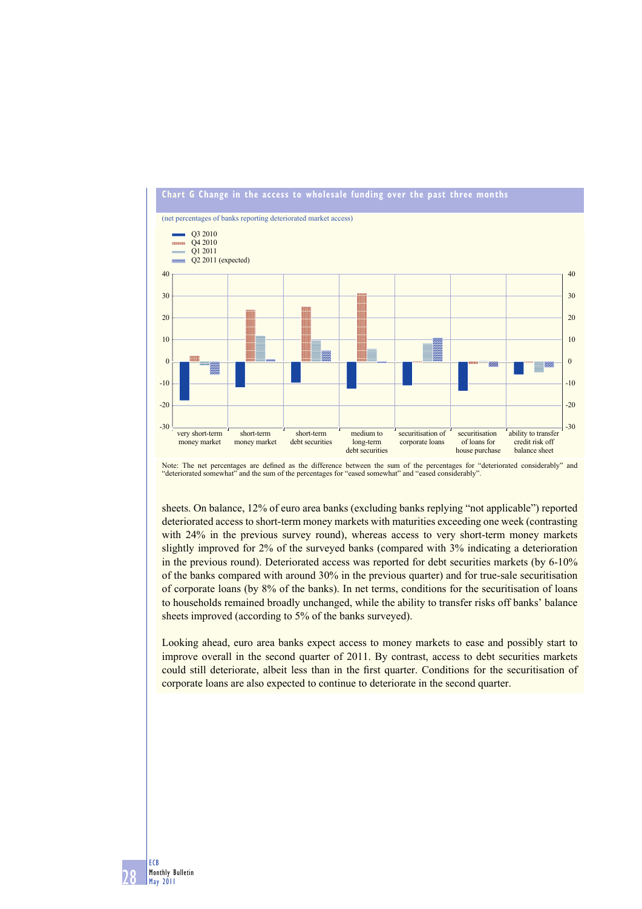**Chart G Change in the access to wholesale funding over the past three months**

(net percentages of banks reporting deteriorated market access)

Q3 2010
Q4 2010
Q1 2011
Q2 2011 (expected)

40, 30, 20, 10, 0, -10, -20, -30

very short-term money market
short-term money market
short-term debt securities
medium to long-term debt securities
securitisation of corporate loans
securitisation of loans for house purchase
ability to transfer credit risk off balance sheet

Note: The net percentages are defined as the difference between the sum of the percentages for "deteriorated considerably" and "deteriorated somewhat" and the sum of the percentages for "eased somewhat" and "eased considerably".

sheets. On balance, 12% of euro area banks (excluding banks replying "not applicable") reported deteriorated access to short-term money markets with maturities exceeding one week (contrasting with 24% in the previous survey round), whereas access to very short-term money markets slightly improved for 2% of the surveyed banks (compared with 3% indicating a deterioration in the previous round). Deteriorated access was reported for debt securities markets (by 6-10% of the banks compared with around 30% in the previous quarter) and for true-sale securitisation of corporate loans (by 8% of the banks). In net terms, conditions for the securitisation of loans to households remained broadly unchanged, while the ability to transfer risks off banks' balance sheets improved (according to 5% of the banks surveyed).

Looking ahead, euro area banks expect access to money markets to ease and possibly start to improve overall in the second quarter of 2011. By contrast, access to debt securities markets could still deteriorate, albeit less than in the first quarter. Conditions for the securitisation of corporate loans are also expected to continue to deteriorate in the second quarter.